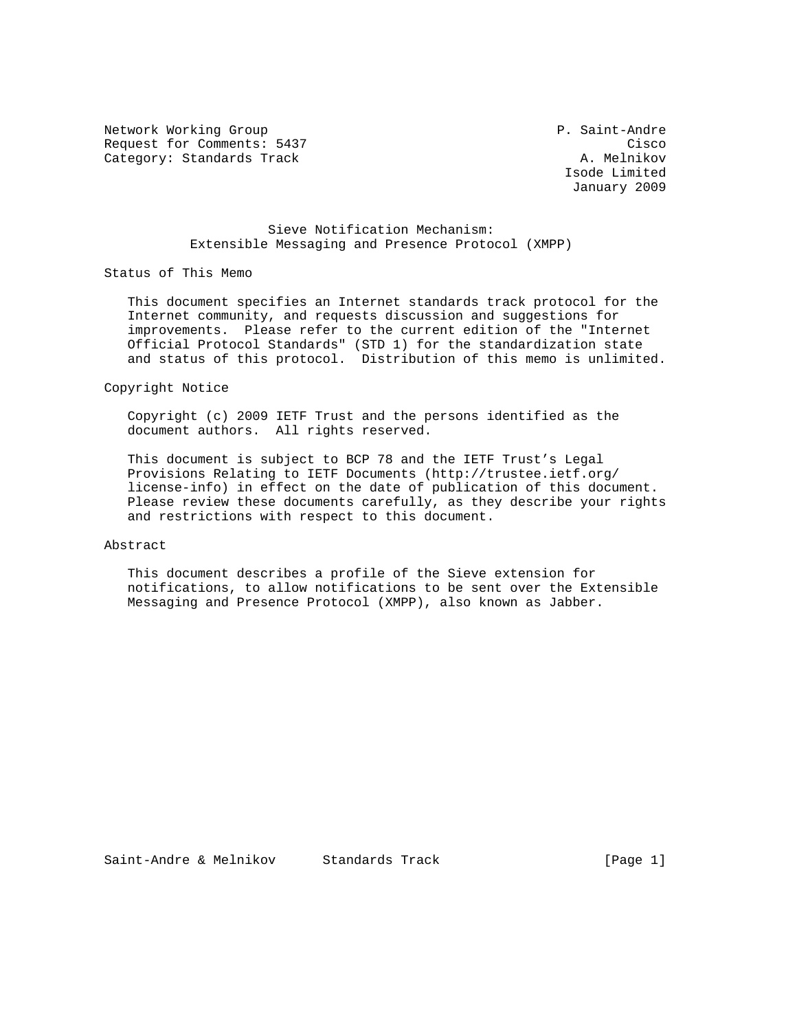Network Working Group P. Saint-Andre
Request for Comments: 5437 Cisco
Category: Standards Track A. Melnikov
Isode Limited
January 2009

# Sieve Notification Mechanism: Extensible Messaging and Presence Protocol (XMPP)

## Status of This Memo

This document specifies an Internet standards track protocol for the Internet community, and requests discussion and suggestions for improvements. Please refer to the current edition of the "Internet Official Protocol Standards" (STD 1) for the standardization state and status of this protocol. Distribution of this memo is unlimited.

## Copyright Notice

Copyright (c) 2009 IETF Trust and the persons identified as the document authors. All rights reserved.

This document is subject to BCP 78 and the IETF Trust's Legal Provisions Relating to IETF Documents (http://trustee.ietf.org/license-info) in effect on the date of publication of this document. Please review these documents carefully, as they describe your rights and restrictions with respect to this document.

## Abstract

This document describes a profile of the Sieve extension for notifications, to allow notifications to be sent over the Extensible Messaging and Presence Protocol (XMPP), also known as Jabber.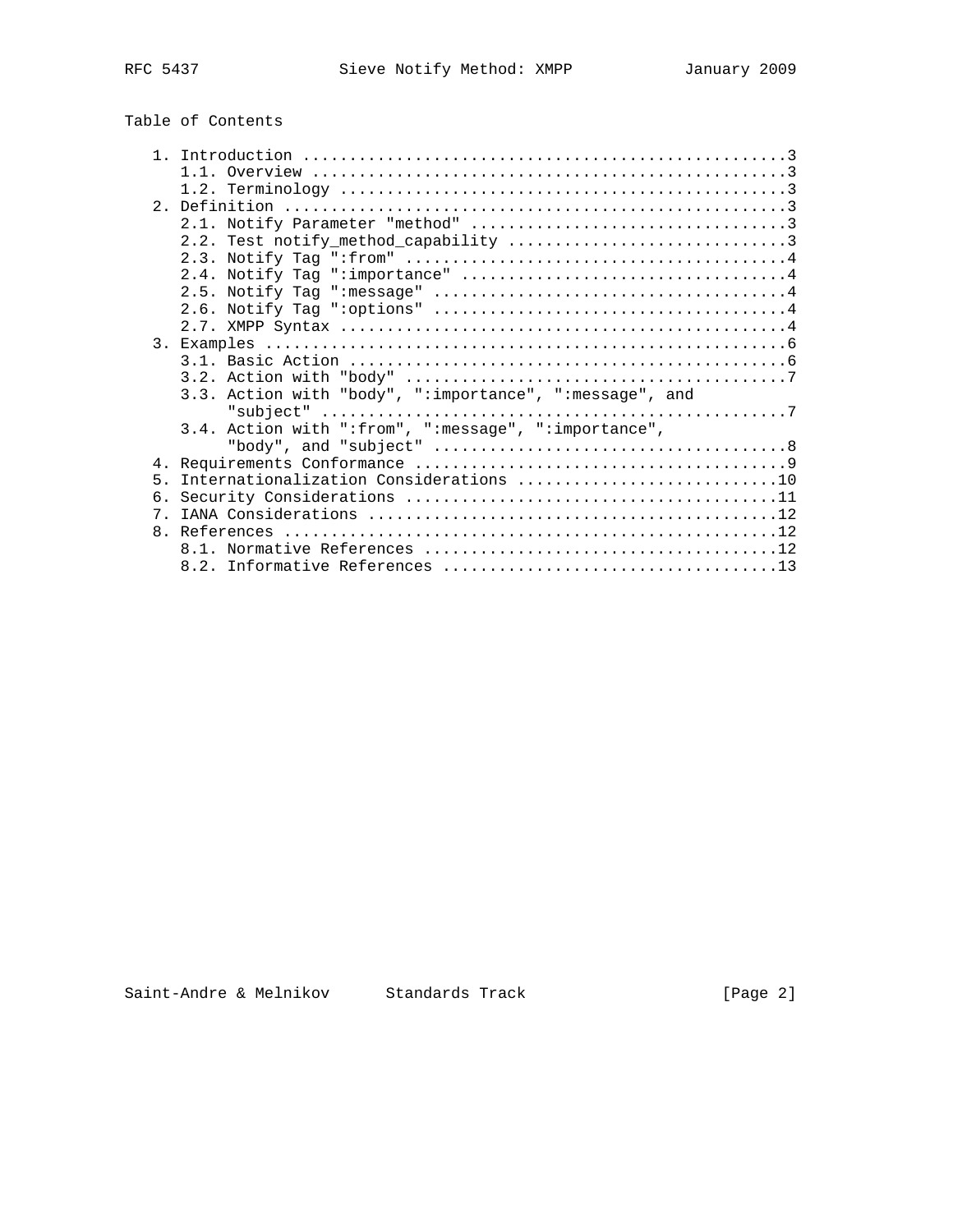## Table of Contents

```
   1. Introduction ....................................................3
      1.1. Overview ...................................................3
      1.2. Terminology ................................................3
   2. Definition ......................................................3
      2.1. Notify Parameter "method" ..................................3
      2.2. Test notify_method_capability ..............................3
      2.3. Notify Tag ":from" .........................................4
      2.4. Notify Tag ":importance" ...................................4
      2.5. Notify Tag ":message" ......................................4
      2.6. Notify Tag ":options" ......................................4
      2.7. XMPP Syntax ................................................4
   3. Examples ........................................................6
      3.1. Basic Action ...............................................6
      3.2. Action with "body" .........................................7
      3.3. Action with "body", ":importance", ":message", and
           "subject" ..................................................7
      3.4. Action with ":from", ":message", ":importance",
           "body", and "subject" ......................................8
   4. Requirements Conformance ........................................9
   5. Internationalization Considerations ............................10
   6. Security Considerations ........................................11
   7. IANA Considerations ............................................12
   8. References .....................................................12
      8.1. Normative References ......................................12
      8.2. Informative References ....................................13
```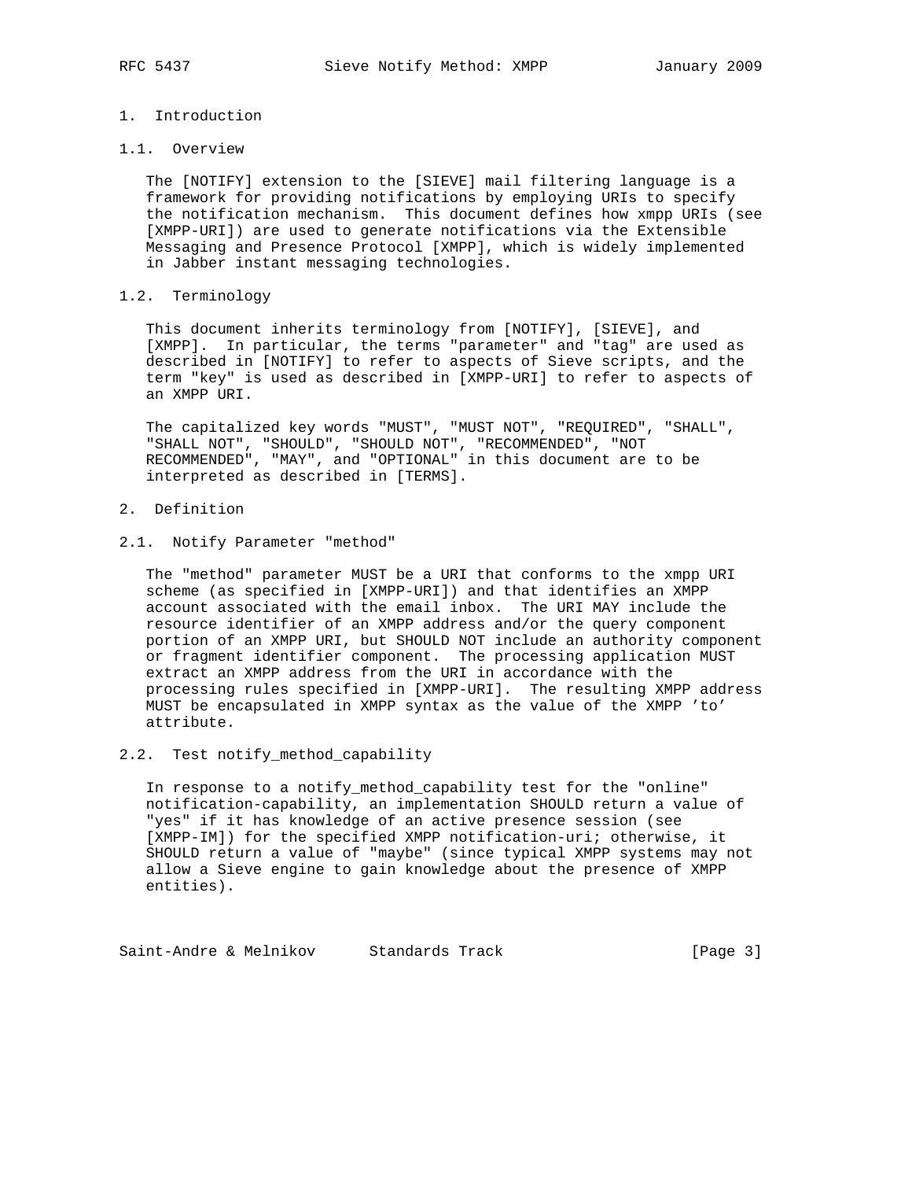# 1. Introduction

## 1.1. Overview

The [NOTIFY] extension to the [SIEVE] mail filtering language is a framework for providing notifications by employing URIs to specify the notification mechanism. This document defines how xmpp URIs (see [XMPP-URI]) are used to generate notifications via the Extensible Messaging and Presence Protocol [XMPP], which is widely implemented in Jabber instant messaging technologies.

## 1.2. Terminology

This document inherits terminology from [NOTIFY], [SIEVE], and [XMPP]. In particular, the terms "parameter" and "tag" are used as described in [NOTIFY] to refer to aspects of Sieve scripts, and the term "key" is used as described in [XMPP-URI] to refer to aspects of an XMPP URI.

The capitalized key words "MUST", "MUST NOT", "REQUIRED", "SHALL", "SHALL NOT", "SHOULD", "SHOULD NOT", "RECOMMENDED", "NOT RECOMMENDED", "MAY", and "OPTIONAL" in this document are to be interpreted as described in [TERMS].

# 2. Definition

## 2.1. Notify Parameter "method"

The "method" parameter MUST be a URI that conforms to the xmpp URI scheme (as specified in [XMPP-URI]) and that identifies an XMPP account associated with the email inbox. The URI MAY include the resource identifier of an XMPP address and/or the query component portion of an XMPP URI, but SHOULD NOT include an authority component or fragment identifier component. The processing application MUST extract an XMPP address from the URI in accordance with the processing rules specified in [XMPP-URI]. The resulting XMPP address MUST be encapsulated in XMPP syntax as the value of the XMPP 'to' attribute.

## 2.2. Test notify_method_capability

In response to a notify_method_capability test for the "online" notification-capability, an implementation SHOULD return a value of "yes" if it has knowledge of an active presence session (see [XMPP-IM]) for the specified XMPP notification-uri; otherwise, it SHOULD return a value of "maybe" (since typical XMPP systems may not allow a Sieve engine to gain knowledge about the presence of XMPP entities).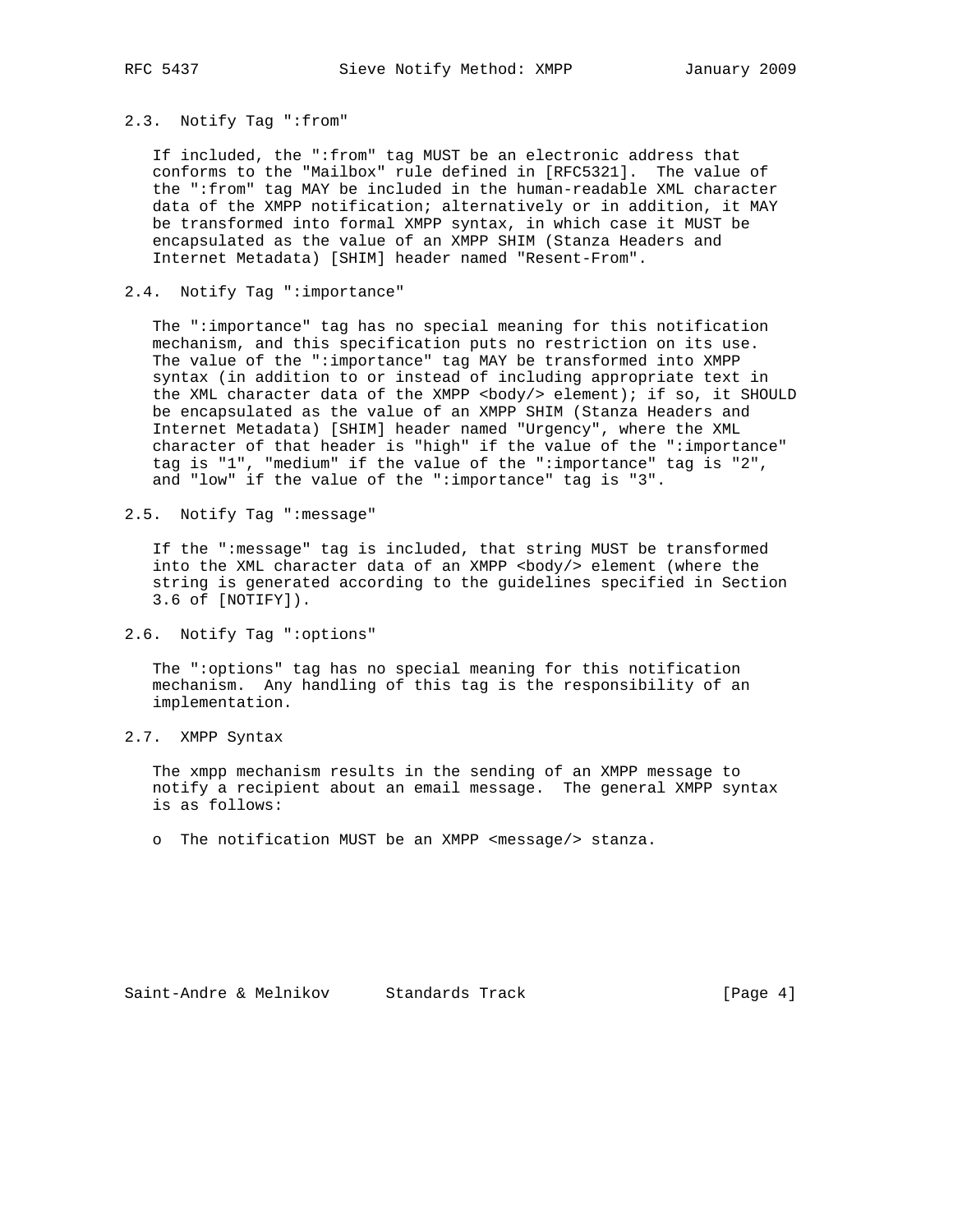### 2.3. Notify Tag ":from"

If included, the ":from" tag MUST be an electronic address that conforms to the "Mailbox" rule defined in [RFC5321]. The value of the ":from" tag MAY be included in the human-readable XML character data of the XMPP notification; alternatively or in addition, it MAY be transformed into formal XMPP syntax, in which case it MUST be encapsulated as the value of an XMPP SHIM (Stanza Headers and Internet Metadata) [SHIM] header named "Resent-From".

### 2.4. Notify Tag ":importance"

The ":importance" tag has no special meaning for this notification mechanism, and this specification puts no restriction on its use. The value of the ":importance" tag MAY be transformed into XMPP syntax (in addition to or instead of including appropriate text in the XML character data of the XMPP <body/> element); if so, it SHOULD be encapsulated as the value of an XMPP SHIM (Stanza Headers and Internet Metadata) [SHIM] header named "Urgency", where the XML character of that header is "high" if the value of the ":importance" tag is "1", "medium" if the value of the ":importance" tag is "2", and "low" if the value of the ":importance" tag is "3".

### 2.5. Notify Tag ":message"

If the ":message" tag is included, that string MUST be transformed into the XML character data of an XMPP <body/> element (where the string is generated according to the guidelines specified in Section 3.6 of [NOTIFY]).

### 2.6. Notify Tag ":options"

The ":options" tag has no special meaning for this notification mechanism. Any handling of this tag is the responsibility of an implementation.

### 2.7. XMPP Syntax

The xmpp mechanism results in the sending of an XMPP message to notify a recipient about an email message. The general XMPP syntax is as follows:

- The notification MUST be an XMPP <message/> stanza.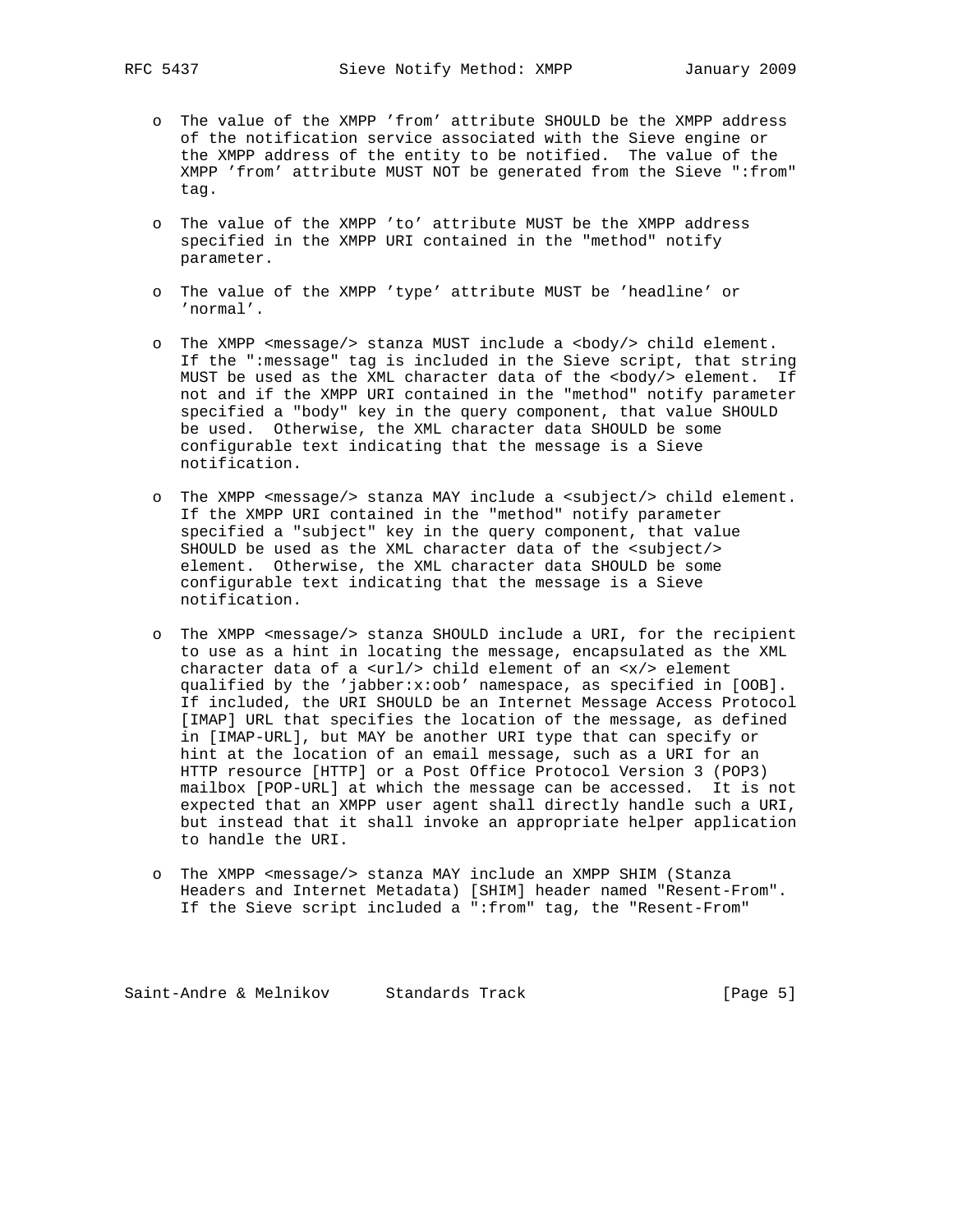- The value of the XMPP 'from' attribute SHOULD be the XMPP address of the notification service associated with the Sieve engine or the XMPP address of the entity to be notified. The value of the XMPP 'from' attribute MUST NOT be generated from the Sieve ":from" tag.

- The value of the XMPP 'to' attribute MUST be the XMPP address specified in the XMPP URI contained in the "method" notify parameter.

- The value of the XMPP 'type' attribute MUST be 'headline' or 'normal'.

- The XMPP <message/> stanza MUST include a <body/> child element. If the ":message" tag is included in the Sieve script, that string MUST be used as the XML character data of the <body/> element. If not and if the XMPP URI contained in the "method" notify parameter specified a "body" key in the query component, that value SHOULD be used. Otherwise, the XML character data SHOULD be some configurable text indicating that the message is a Sieve notification.

- The XMPP <message/> stanza MAY include a <subject/> child element. If the XMPP URI contained in the "method" notify parameter specified a "subject" key in the query component, that value SHOULD be used as the XML character data of the <subject/> element. Otherwise, the XML character data SHOULD be some configurable text indicating that the message is a Sieve notification.

- The XMPP <message/> stanza SHOULD include a URI, for the recipient to use as a hint in locating the message, encapsulated as the XML character data of a <url/> child element of an <x/> element qualified by the 'jabber:x:oob' namespace, as specified in [OOB]. If included, the URI SHOULD be an Internet Message Access Protocol [IMAP] URL that specifies the location of the message, as defined in [IMAP-URL], but MAY be another URI type that can specify or hint at the location of an email message, such as a URI for an HTTP resource [HTTP] or a Post Office Protocol Version 3 (POP3) mailbox [POP-URL] at which the message can be accessed. It is not expected that an XMPP user agent shall directly handle such a URI, but instead that it shall invoke an appropriate helper application to handle the URI.

- The XMPP <message/> stanza MAY include an XMPP SHIM (Stanza Headers and Internet Metadata) [SHIM] header named "Resent-From". If the Sieve script included a ":from" tag, the "Resent-From"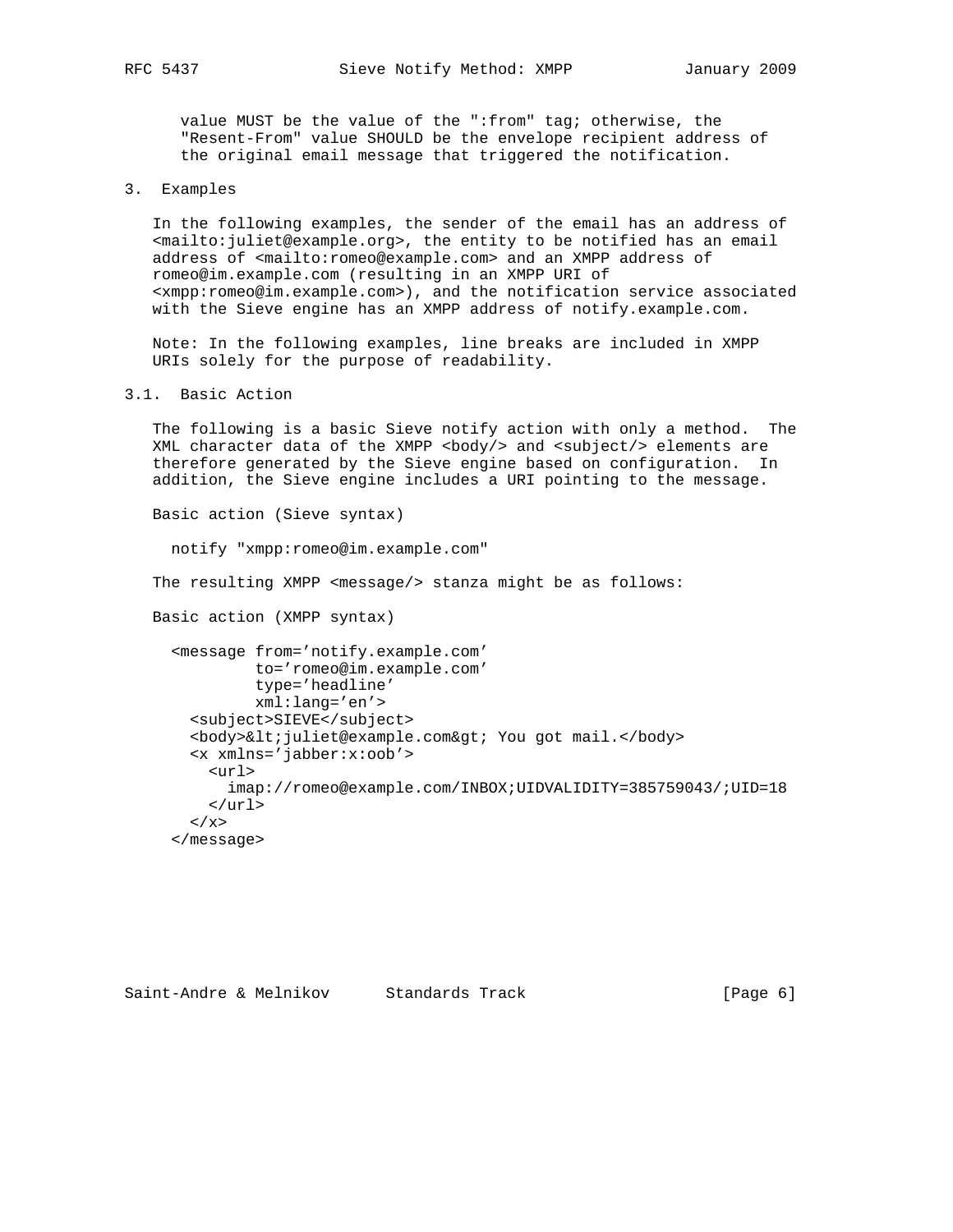value MUST be the value of the ":from" tag; otherwise, the "Resent-From" value SHOULD be the envelope recipient address of the original email message that triggered the notification.

## 3. Examples

In the following examples, the sender of the email has an address of <mailto:juliet@example.org>, the entity to be notified has an email address of <mailto:romeo@example.com> and an XMPP address of romeo@im.example.com (resulting in an XMPP URI of <xmpp:romeo@im.example.com>), and the notification service associated with the Sieve engine has an XMPP address of notify.example.com.

Note: In the following examples, line breaks are included in XMPP URIs solely for the purpose of readability.

### 3.1. Basic Action

The following is a basic Sieve notify action with only a method. The XML character data of the XMPP <body/> and <subject/> elements are therefore generated by the Sieve engine based on configuration. In addition, the Sieve engine includes a URI pointing to the message.

Basic action (Sieve syntax)

```
notify "xmpp:romeo@im.example.com"
```

The resulting XMPP <message/> stanza might be as follows:

Basic action (XMPP syntax)

```
<message from='notify.example.com'
         to='romeo@im.example.com'
         type='headline'
         xml:lang='en'>
  <subject>SIEVE</subject>
  <body>&lt;juliet@example.com&gt; You got mail.</body>
  <x xmlns='jabber:x:oob'>
    <url>
      imap://romeo@example.com/INBOX;UIDVALIDITY=385759043/;UID=18
    </url>
  </x>
</message>
```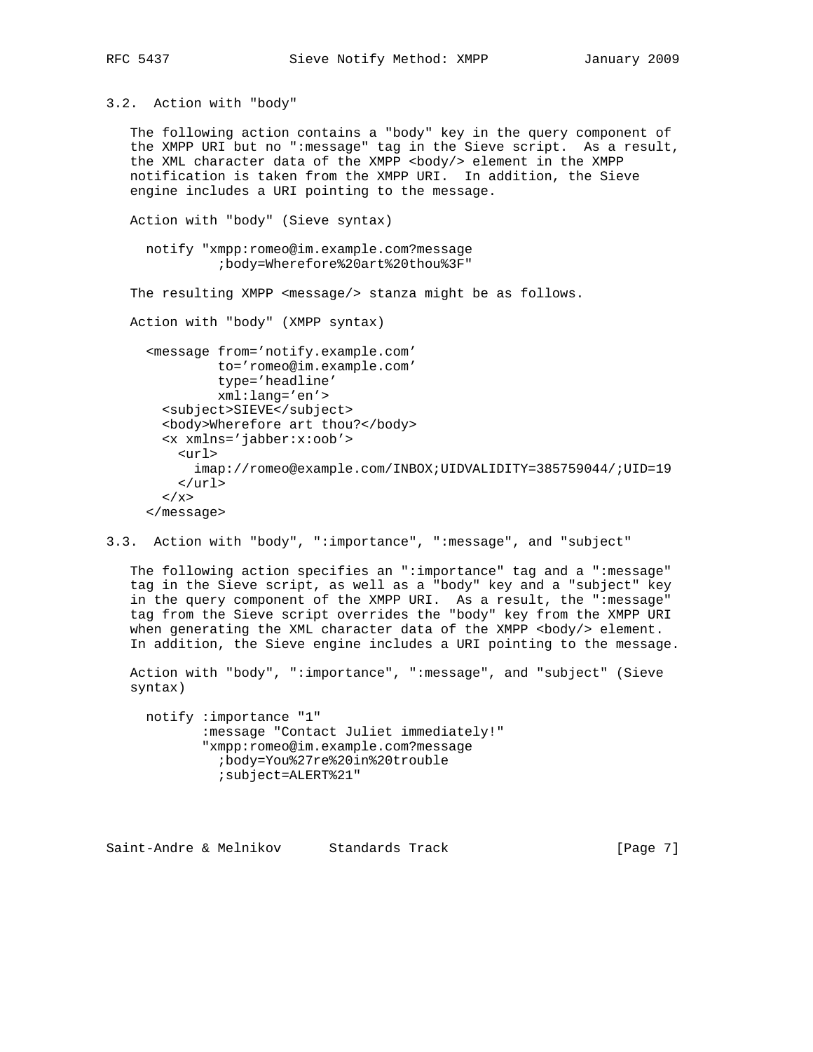### 3.2. Action with "body"

The following action contains a "body" key in the query component of the XMPP URI but no ":message" tag in the Sieve script. As a result, the XML character data of the XMPP <body/> element in the XMPP notification is taken from the XMPP URI. In addition, the Sieve engine includes a URI pointing to the message.

Action with "body" (Sieve syntax)

```
  notify "xmpp:romeo@im.example.com?message
           ;body=Wherefore%20art%20thou%3F"
```

The resulting XMPP <message/> stanza might be as follows.

Action with "body" (XMPP syntax)

```
  <message from='notify.example.com'
           to='romeo@im.example.com'
           type='headline'
           xml:lang='en'>
    <subject>SIEVE</subject>
    <body>Wherefore art thou?</body>
    <x xmlns='jabber:x:oob'>
      <url>
        imap://romeo@example.com/INBOX;UIDVALIDITY=385759044/;UID=19
      </url>
    </x>
  </message>
```

### 3.3. Action with "body", ":importance", ":message", and "subject"

The following action specifies an ":importance" tag and a ":message" tag in the Sieve script, as well as a "body" key and a "subject" key in the query component of the XMPP URI. As a result, the ":message" tag from the Sieve script overrides the "body" key from the XMPP URI when generating the XML character data of the XMPP <body/> element. In addition, the Sieve engine includes a URI pointing to the message.

Action with "body", ":importance", ":message", and "subject" (Sieve syntax)

```
  notify :importance "1"
         :message "Contact Juliet immediately!"
         "xmpp:romeo@im.example.com?message
           ;body=You%27re%20in%20trouble
           ;subject=ALERT%21"
```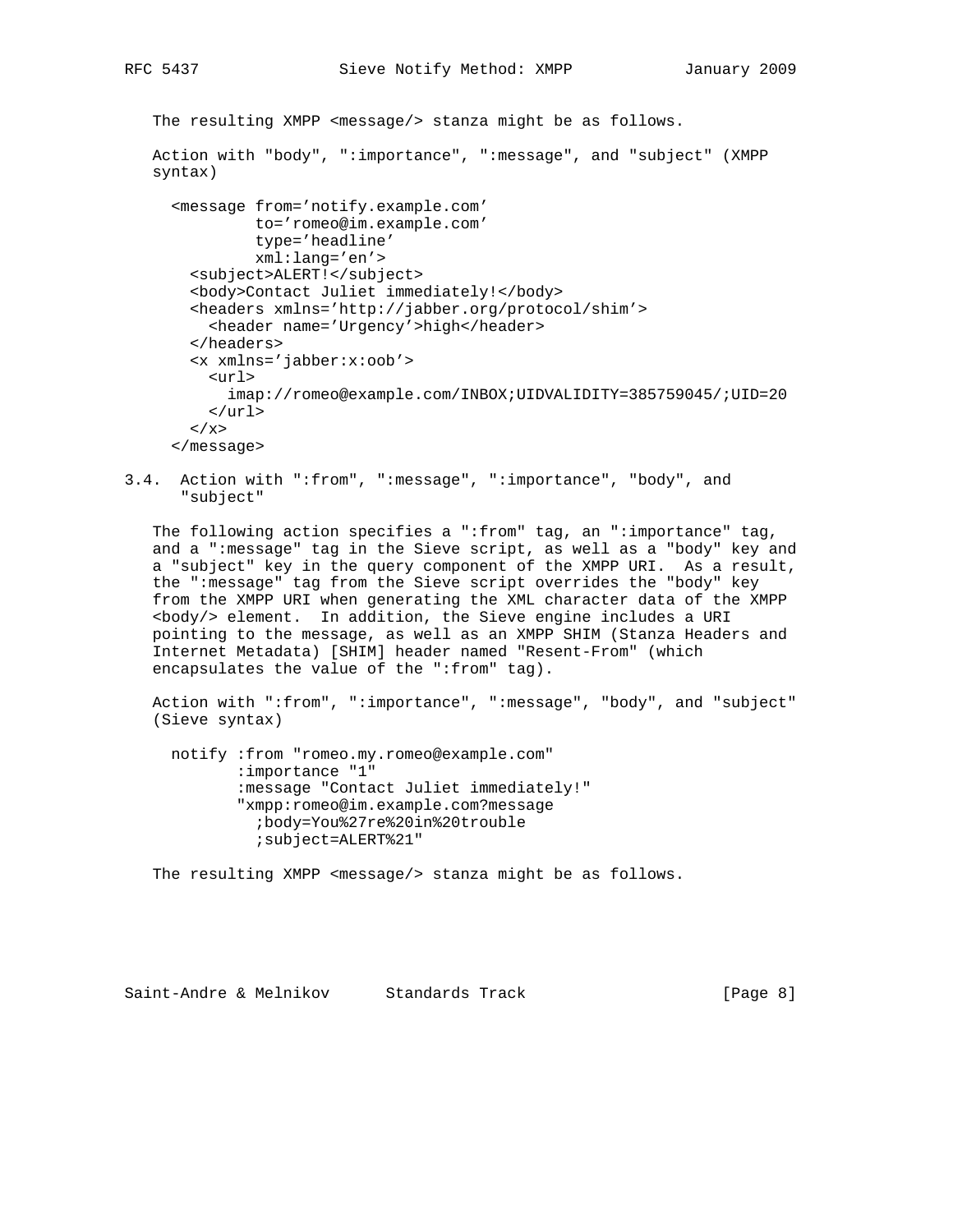The resulting XMPP <message/> stanza might be as follows.

Action with "body", ":importance", ":message", and "subject" (XMPP syntax)

```
<message from='notify.example.com'
         to='romeo@im.example.com'
         type='headline'
         xml:lang='en'>
  <subject>ALERT!</subject>
  <body>Contact Juliet immediately!</body>
  <headers xmlns='http://jabber.org/protocol/shim'>
    <header name='Urgency'>high</header>
  </headers>
  <x xmlns='jabber:x:oob'>
    <url>
      imap://romeo@example.com/INBOX;UIDVALIDITY=385759045/;UID=20
    </url>
  </x>
</message>
```

### 3.4. Action with ":from", ":message", ":importance", "body", and "subject"

The following action specifies a ":from" tag, an ":importance" tag, and a ":message" tag in the Sieve script, as well as a "body" key and a "subject" key in the query component of the XMPP URI. As a result, the ":message" tag from the Sieve script overrides the "body" key from the XMPP URI when generating the XML character data of the XMPP <body/> element. In addition, the Sieve engine includes a URI pointing to the message, as well as an XMPP SHIM (Stanza Headers and Internet Metadata) [SHIM] header named "Resent-From" (which encapsulates the value of the ":from" tag).

Action with ":from", ":importance", ":message", "body", and "subject" (Sieve syntax)

```
notify :from "romeo.my.romeo@example.com"
       :importance "1"
       :message "Contact Juliet immediately!"
       "xmpp:romeo@im.example.com?message
         ;body=You%27re%20in%20trouble
         ;subject=ALERT%21"
```

The resulting XMPP <message/> stanza might be as follows.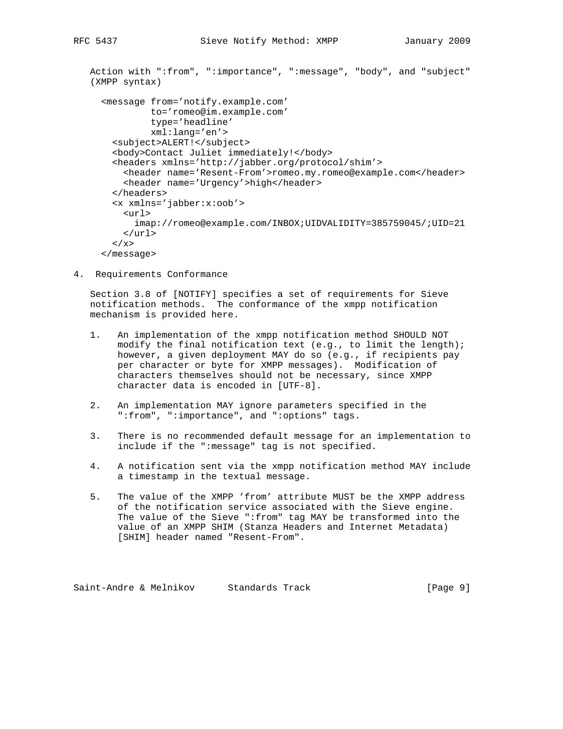Action with ":from", ":importance", ":message", "body", and "subject" (XMPP syntax)

```
<message from='notify.example.com'
         to='romeo@im.example.com'
         type='headline'
         xml:lang='en'>
  <subject>ALERT!</subject>
  <body>Contact Juliet immediately!</body>
  <headers xmlns='http://jabber.org/protocol/shim'>
    <header name='Resent-From'>romeo.my.romeo@example.com</header>
    <header name='Urgency'>high</header>
  </headers>
  <x xmlns='jabber:x:oob'>
    <url>
      imap://romeo@example.com/INBOX;UIDVALIDITY=385759045/;UID=21
    </url>
  </x>
</message>
```

## 4. Requirements Conformance

Section 3.8 of [NOTIFY] specifies a set of requirements for Sieve notification methods. The conformance of the xmpp notification mechanism is provided here.

1. An implementation of the xmpp notification method SHOULD NOT modify the final notification text (e.g., to limit the length); however, a given deployment MAY do so (e.g., if recipients pay per character or byte for XMPP messages). Modification of characters themselves should not be necessary, since XMPP character data is encoded in [UTF-8].

2. An implementation MAY ignore parameters specified in the ":from", ":importance", and ":options" tags.

3. There is no recommended default message for an implementation to include if the ":message" tag is not specified.

4. A notification sent via the xmpp notification method MAY include a timestamp in the textual message.

5. The value of the XMPP 'from' attribute MUST be the XMPP address of the notification service associated with the Sieve engine. The value of the Sieve ":from" tag MAY be transformed into the value of an XMPP SHIM (Stanza Headers and Internet Metadata) [SHIM] header named "Resent-From".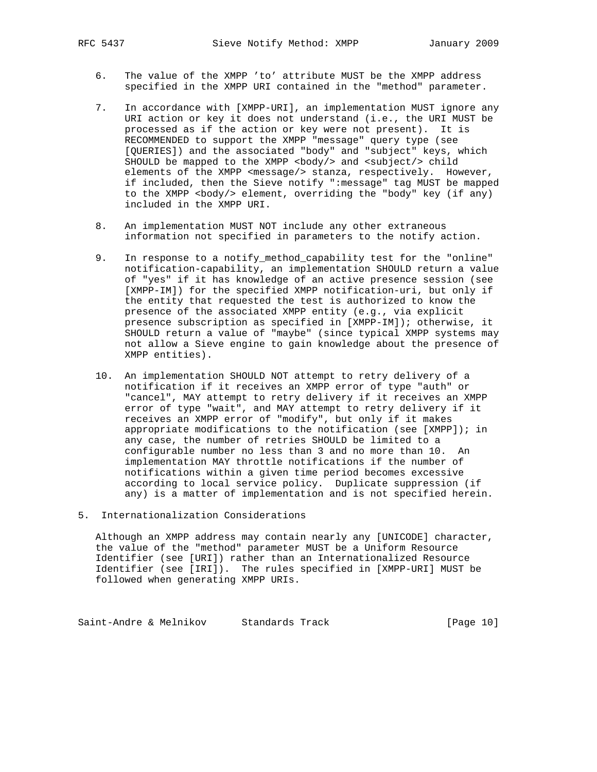6. The value of the XMPP 'to' attribute MUST be the XMPP address specified in the XMPP URI contained in the "method" parameter.

7. In accordance with [XMPP-URI], an implementation MUST ignore any URI action or key it does not understand (i.e., the URI MUST be processed as if the action or key were not present). It is RECOMMENDED to support the XMPP "message" query type (see [QUERIES]) and the associated "body" and "subject" keys, which SHOULD be mapped to the XMPP <body/> and <subject/> child elements of the XMPP <message/> stanza, respectively. However, if included, then the Sieve notify ":message" tag MUST be mapped to the XMPP <body/> element, overriding the "body" key (if any) included in the XMPP URI.

8. An implementation MUST NOT include any other extraneous information not specified in parameters to the notify action.

9. In response to a notify_method_capability test for the "online" notification-capability, an implementation SHOULD return a value of "yes" if it has knowledge of an active presence session (see [XMPP-IM]) for the specified XMPP notification-uri, but only if the entity that requested the test is authorized to know the presence of the associated XMPP entity (e.g., via explicit presence subscription as specified in [XMPP-IM]); otherwise, it SHOULD return a value of "maybe" (since typical XMPP systems may not allow a Sieve engine to gain knowledge about the presence of XMPP entities).

10. An implementation SHOULD NOT attempt to retry delivery of a notification if it receives an XMPP error of type "auth" or "cancel", MAY attempt to retry delivery if it receives an XMPP error of type "wait", and MAY attempt to retry delivery if it receives an XMPP error of "modify", but only if it makes appropriate modifications to the notification (see [XMPP]); in any case, the number of retries SHOULD be limited to a configurable number no less than 3 and no more than 10. An implementation MAY throttle notifications if the number of notifications within a given time period becomes excessive according to local service policy. Duplicate suppression (if any) is a matter of implementation and is not specified herein.

## 5. Internationalization Considerations

Although an XMPP address may contain nearly any [UNICODE] character, the value of the "method" parameter MUST be a Uniform Resource Identifier (see [URI]) rather than an Internationalized Resource Identifier (see [IRI]). The rules specified in [XMPP-URI] MUST be followed when generating XMPP URIs.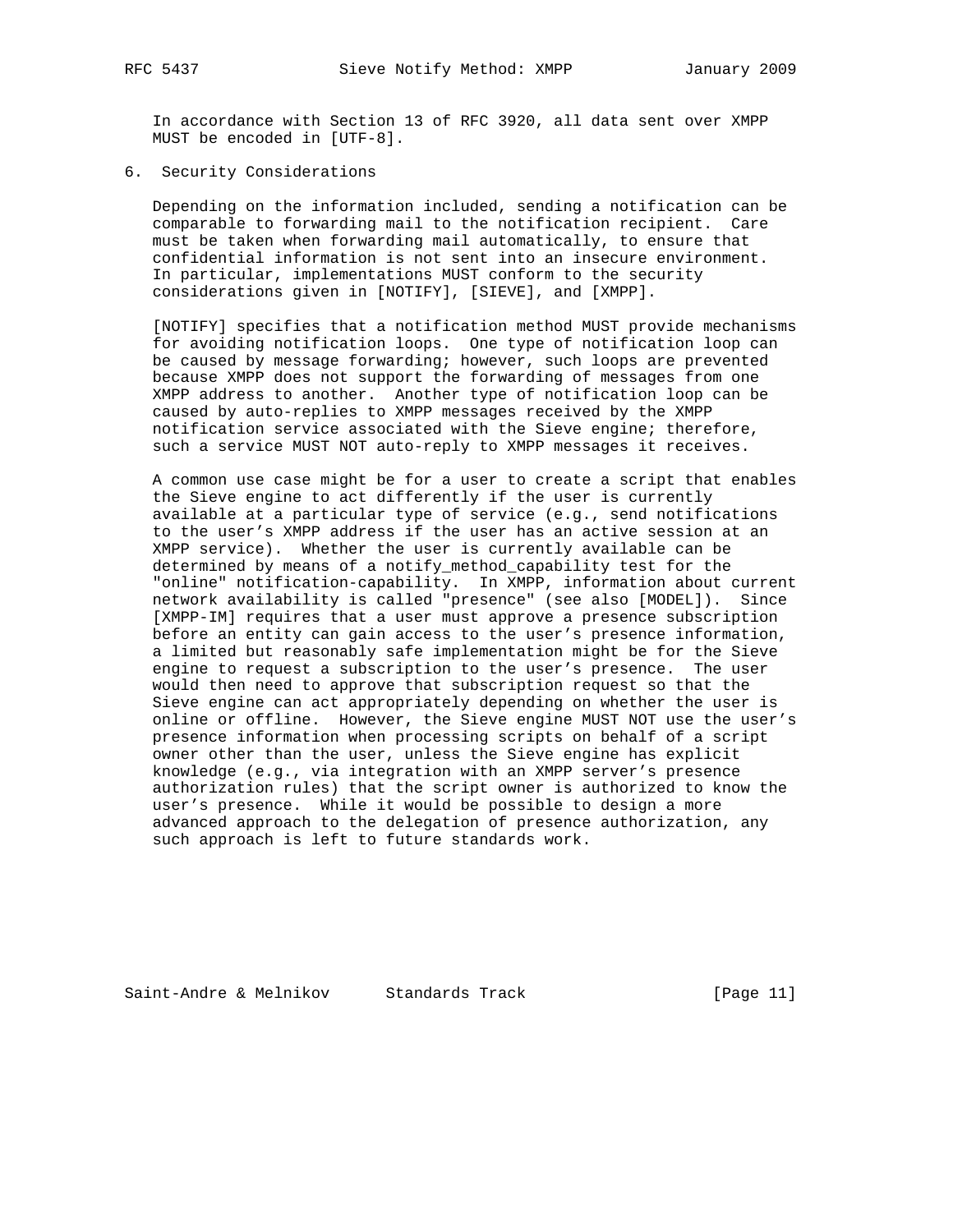In accordance with Section 13 of RFC 3920, all data sent over XMPP MUST be encoded in [UTF-8].

## 6. Security Considerations

Depending on the information included, sending a notification can be comparable to forwarding mail to the notification recipient. Care must be taken when forwarding mail automatically, to ensure that confidential information is not sent into an insecure environment. In particular, implementations MUST conform to the security considerations given in [NOTIFY], [SIEVE], and [XMPP].

[NOTIFY] specifies that a notification method MUST provide mechanisms for avoiding notification loops. One type of notification loop can be caused by message forwarding; however, such loops are prevented because XMPP does not support the forwarding of messages from one XMPP address to another. Another type of notification loop can be caused by auto-replies to XMPP messages received by the XMPP notification service associated with the Sieve engine; therefore, such a service MUST NOT auto-reply to XMPP messages it receives.

A common use case might be for a user to create a script that enables the Sieve engine to act differently if the user is currently available at a particular type of service (e.g., send notifications to the user's XMPP address if the user has an active session at an XMPP service). Whether the user is currently available can be determined by means of a notify_method_capability test for the "online" notification-capability. In XMPP, information about current network availability is called "presence" (see also [MODEL]). Since [XMPP-IM] requires that a user must approve a presence subscription before an entity can gain access to the user's presence information, a limited but reasonably safe implementation might be for the Sieve engine to request a subscription to the user's presence. The user would then need to approve that subscription request so that the Sieve engine can act appropriately depending on whether the user is online or offline. However, the Sieve engine MUST NOT use the user's presence information when processing scripts on behalf of a script owner other than the user, unless the Sieve engine has explicit knowledge (e.g., via integration with an XMPP server's presence authorization rules) that the script owner is authorized to know the user's presence. While it would be possible to design a more advanced approach to the delegation of presence authorization, any such approach is left to future standards work.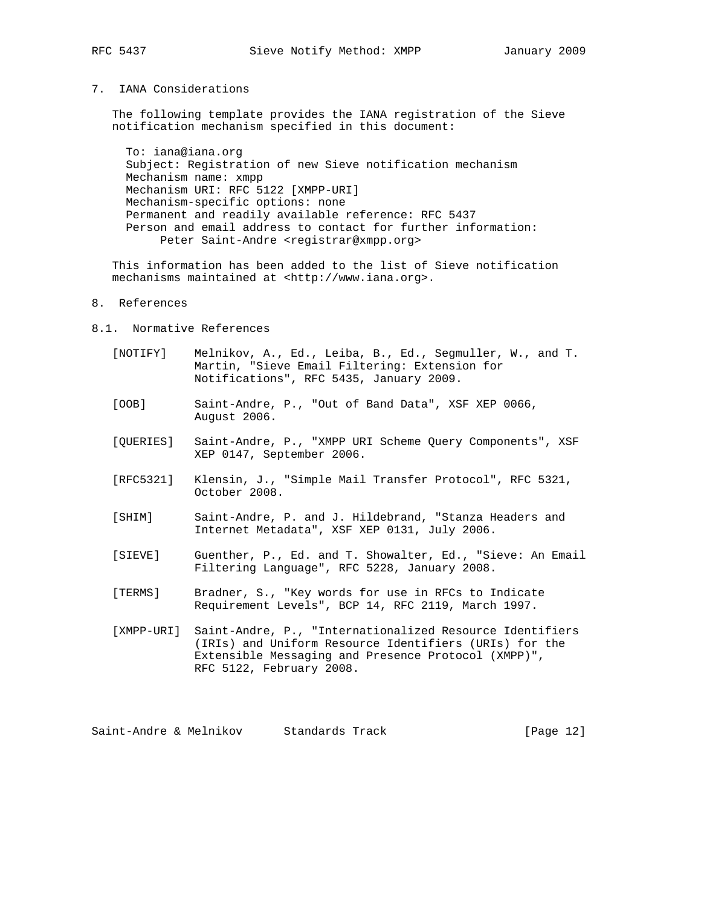## 7. IANA Considerations

The following template provides the IANA registration of the Sieve notification mechanism specified in this document:

```
To: iana@iana.org
Subject: Registration of new Sieve notification mechanism
Mechanism name: xmpp
Mechanism URI: RFC 5122 [XMPP-URI]
Mechanism-specific options: none
Permanent and readily available reference: RFC 5437
Person and email address to contact for further information:
     Peter Saint-Andre <registrar@xmpp.org>
```

This information has been added to the list of Sieve notification mechanisms maintained at <http://www.iana.org>.

## 8. References

### 8.1. Normative References

[NOTIFY] Melnikov, A., Ed., Leiba, B., Ed., Segmuller, W., and T. Martin, "Sieve Email Filtering: Extension for Notifications", RFC 5435, January 2009.

[OOB] Saint-Andre, P., "Out of Band Data", XSF XEP 0066, August 2006.

[QUERIES] Saint-Andre, P., "XMPP URI Scheme Query Components", XSF XEP 0147, September 2006.

[RFC5321] Klensin, J., "Simple Mail Transfer Protocol", RFC 5321, October 2008.

[SHIM] Saint-Andre, P. and J. Hildebrand, "Stanza Headers and Internet Metadata", XSF XEP 0131, July 2006.

[SIEVE] Guenther, P., Ed. and T. Showalter, Ed., "Sieve: An Email Filtering Language", RFC 5228, January 2008.

[TERMS] Bradner, S., "Key words for use in RFCs to Indicate Requirement Levels", BCP 14, RFC 2119, March 1997.

[XMPP-URI] Saint-Andre, P., "Internationalized Resource Identifiers (IRIs) and Uniform Resource Identifiers (URIs) for the Extensible Messaging and Presence Protocol (XMPP)", RFC 5122, February 2008.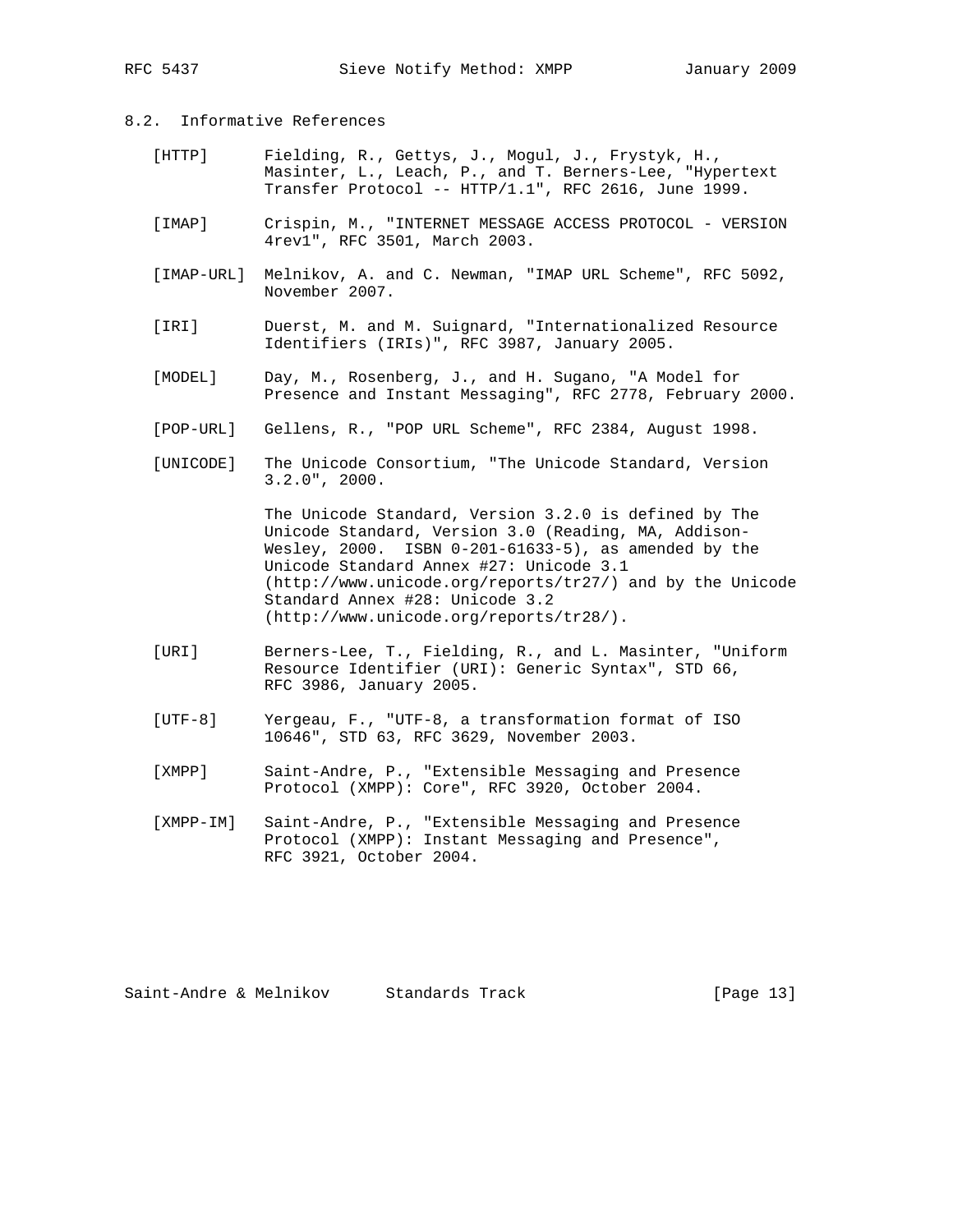### 8.2. Informative References

[HTTP] Fielding, R., Gettys, J., Mogul, J., Frystyk, H., Masinter, L., Leach, P., and T. Berners-Lee, "Hypertext Transfer Protocol -- HTTP/1.1", RFC 2616, June 1999.

[IMAP] Crispin, M., "INTERNET MESSAGE ACCESS PROTOCOL - VERSION 4rev1", RFC 3501, March 2003.

[IMAP-URL] Melnikov, A. and C. Newman, "IMAP URL Scheme", RFC 5092, November 2007.

[IRI] Duerst, M. and M. Suignard, "Internationalized Resource Identifiers (IRIs)", RFC 3987, January 2005.

[MODEL] Day, M., Rosenberg, J., and H. Sugano, "A Model for Presence and Instant Messaging", RFC 2778, February 2000.

[POP-URL] Gellens, R., "POP URL Scheme", RFC 2384, August 1998.

[UNICODE] The Unicode Consortium, "The Unicode Standard, Version 3.2.0", 2000.

The Unicode Standard, Version 3.2.0 is defined by The Unicode Standard, Version 3.0 (Reading, MA, Addison-Wesley, 2000. ISBN 0-201-61633-5), as amended by the Unicode Standard Annex #27: Unicode 3.1 (http://www.unicode.org/reports/tr27/) and by the Unicode Standard Annex #28: Unicode 3.2 (http://www.unicode.org/reports/tr28/).

[URI] Berners-Lee, T., Fielding, R., and L. Masinter, "Uniform Resource Identifier (URI): Generic Syntax", STD 66, RFC 3986, January 2005.

[UTF-8] Yergeau, F., "UTF-8, a transformation format of ISO 10646", STD 63, RFC 3629, November 2003.

[XMPP] Saint-Andre, P., "Extensible Messaging and Presence Protocol (XMPP): Core", RFC 3920, October 2004.

[XMPP-IM] Saint-Andre, P., "Extensible Messaging and Presence Protocol (XMPP): Instant Messaging and Presence", RFC 3921, October 2004.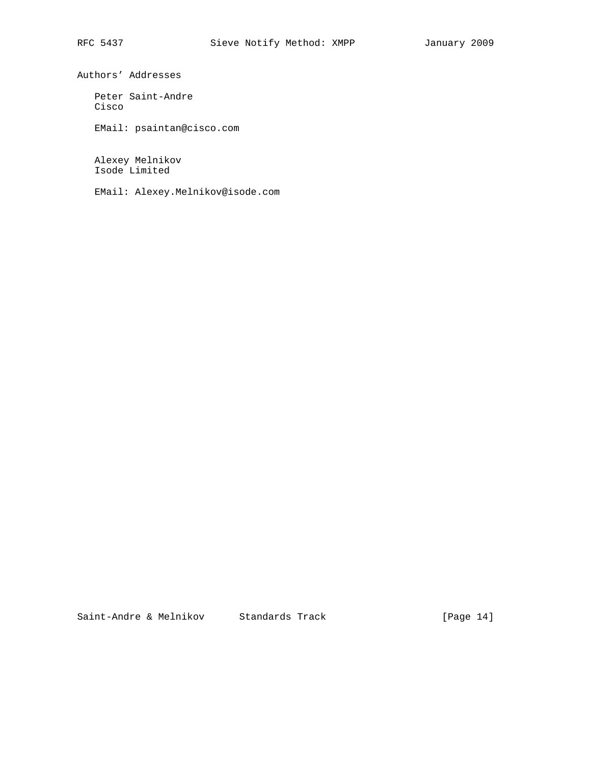## Authors' Addresses

Peter Saint-Andre
Cisco

EMail: psaintan@cisco.com

Alexey Melnikov
Isode Limited

EMail: Alexey.Melnikov@isode.com